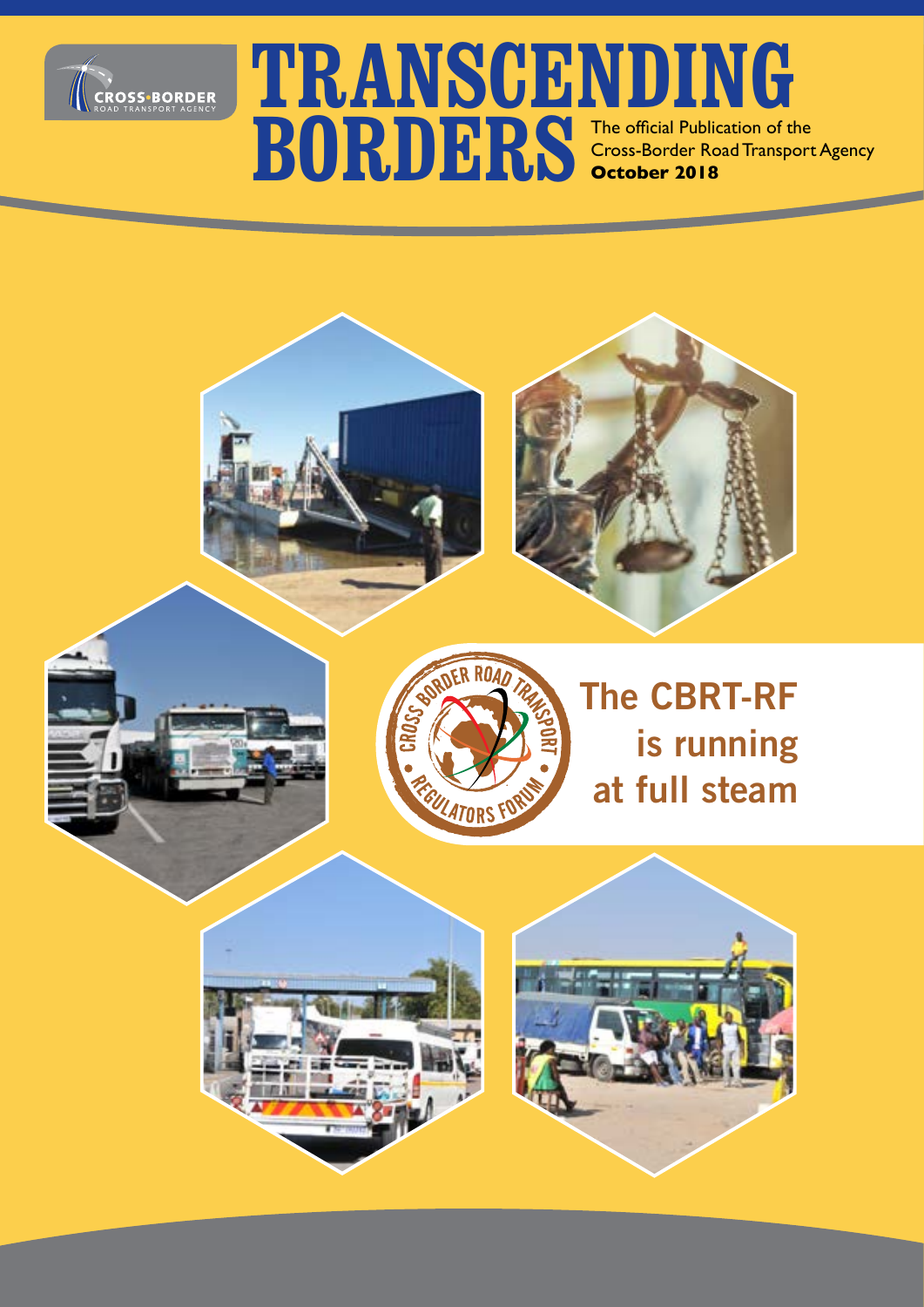CROSS-BORDER ROAD TRANSPORT AGENCY

# TRANSCENDING BORDERS

The official Publication of the Cross-Border Road Transport Agency
**October 2018**

CROSS BORDER ROAD TRANSPORT REGULATORS FORUM

## The CBRT-RF is running at full steam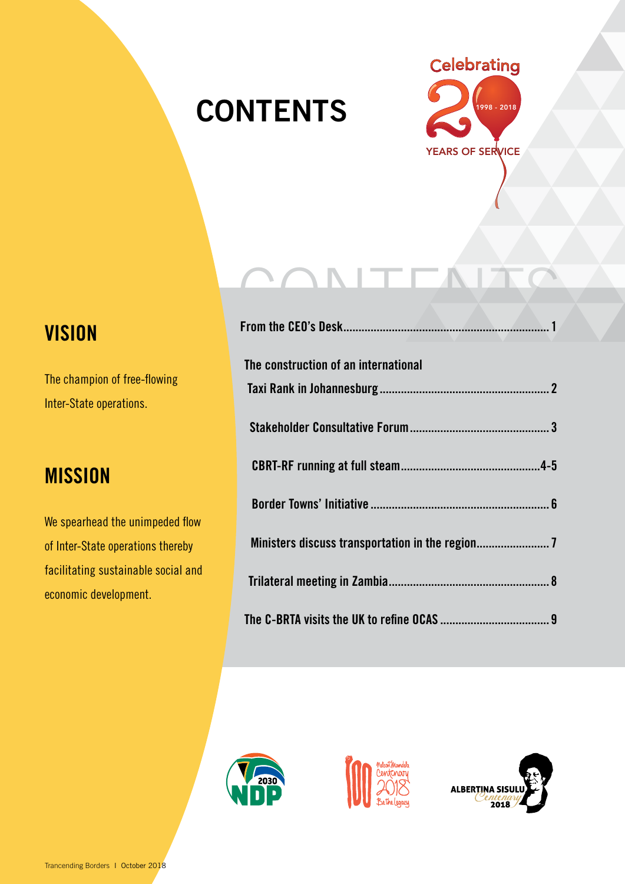# CONTENTS

## VISION

The champion of free-flowing Inter-State operations.

## MISSION

We spearhead the unimpeded flow of Inter-State operations thereby facilitating sustainable social and economic development.

| | |
|---|---|
| From the CEO's Desk | 1 |
| The construction of an international Taxi Rank in Johannesburg | 2 |
| Stakeholder Consultative Forum | 3 |
| CBRT-RF running at full steam | 4-5 |
| Border Towns' Initiative | 6 |
| Ministers discuss transportation in the region | 7 |
| Trilateral meeting in Zambia | 8 |
| The C-BRTA visits the UK to refine OCAS | 9 |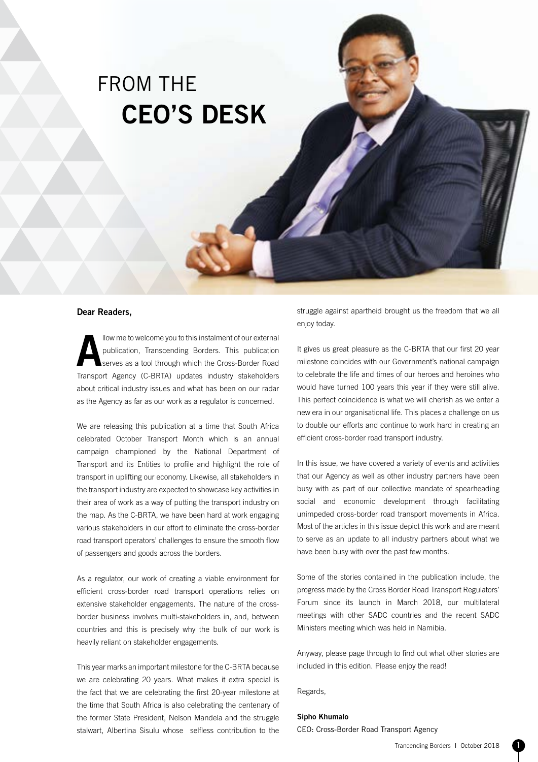# FROM THE CEO'S DESK

**Dear Readers,**

Allow me to welcome you to this instalment of our external publication, Transcending Borders. This publication serves as a tool through which the Cross-Border Road Transport Agency (C-BRTA) updates industry stakeholders about critical industry issues and what has been on our radar as the Agency as far as our work as a regulator is concerned.

We are releasing this publication at a time that South Africa celebrated October Transport Month which is an annual campaign championed by the National Department of Transport and its Entities to profile and highlight the role of transport in uplifting our economy. Likewise, all stakeholders in the transport industry are expected to showcase key activities in their area of work as a way of putting the transport industry on the map. As the C-BRTA, we have been hard at work engaging various stakeholders in our effort to eliminate the cross-border road transport operators' challenges to ensure the smooth flow of passengers and goods across the borders.

As a regulator, our work of creating a viable environment for efficient cross-border road transport operations relies on extensive stakeholder engagements. The nature of the cross-border business involves multi-stakeholders in, and, between countries and this is precisely why the bulk of our work is heavily reliant on stakeholder engagements.

This year marks an important milestone for the C-BRTA because we are celebrating 20 years. What makes it extra special is the fact that we are celebrating the first 20-year milestone at the time that South Africa is also celebrating the centenary of the former State President, Nelson Mandela and the struggle stalwart, Albertina Sisulu whose selfless contribution to the struggle against apartheid brought us the freedom that we all enjoy today.

It gives us great pleasure as the C-BRTA that our first 20 year milestone coincides with our Government's national campaign to celebrate the life and times of our heroes and heroines who would have turned 100 years this year if they were still alive. This perfect coincidence is what we will cherish as we enter a new era in our organisational life. This places a challenge on us to double our efforts and continue to work hard in creating an efficient cross-border road transport industry.

In this issue, we have covered a variety of events and activities that our Agency as well as other industry partners have been busy with as part of our collective mandate of spearheading social and economic development through facilitating unimpeded cross-border road transport movements in Africa. Most of the articles in this issue depict this work and are meant to serve as an update to all industry partners about what we have been busy with over the past few months.

Some of the stories contained in the publication include, the progress made by the Cross Border Road Transport Regulators' Forum since its launch in March 2018, our multilateral meetings with other SADC countries and the recent SADC Ministers meeting which was held in Namibia.

Anyway, please page through to find out what other stories are included in this edition. Please enjoy the read!

Regards,

**Sipho Khumalo**
CEO: Cross-Border Road Transport Agency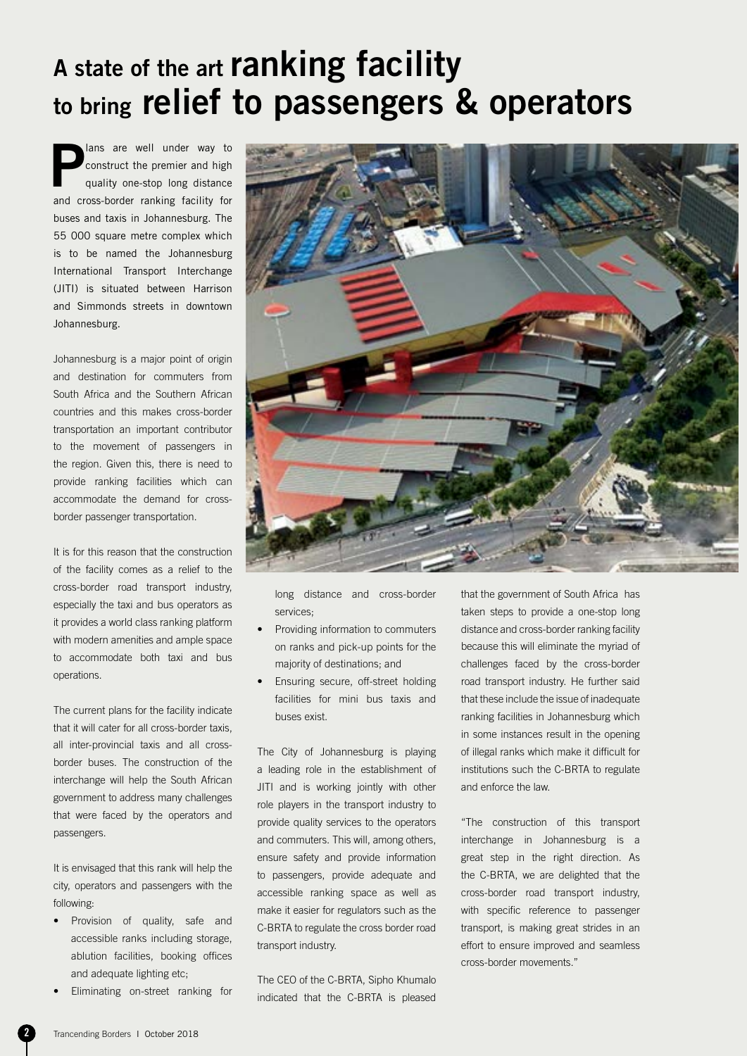# A state of the art ranking facility to bring relief to passengers & operators

Plans are well under way to construct the premier and high quality one-stop long distance and cross-border ranking facility for buses and taxis in Johannesburg. The 55 000 square metre complex which is to be named the Johannesburg International Transport Interchange (JITI) is situated between Harrison and Simmonds streets in downtown Johannesburg.

Johannesburg is a major point of origin and destination for commuters from South Africa and the Southern African countries and this makes cross-border transportation an important contributor to the movement of passengers in the region. Given this, there is need to provide ranking facilities which can accommodate the demand for cross-border passenger transportation.

It is for this reason that the construction of the facility comes as a relief to the cross-border road transport industry, especially the taxi and bus operators as it provides a world class ranking platform with modern amenities and ample space to accommodate both taxi and bus operations.

The current plans for the facility indicate that it will cater for all cross-border taxis, all inter-provincial taxis and all cross-border buses. The construction of the interchange will help the South African government to address many challenges that were faced by the operators and passengers.

It is envisaged that this rank will help the city, operators and passengers with the following:

- Provision of quality, safe and accessible ranks including storage, ablution facilities, booking offices and adequate lighting etc;
- Eliminating on-street ranking for long distance and cross-border services;
- Providing information to commuters on ranks and pick-up points for the majority of destinations; and
- Ensuring secure, off-street holding facilities for mini bus taxis and buses exist.

The City of Johannesburg is playing a leading role in the establishment of JITI and is working jointly with other role players in the transport industry to provide quality services to the operators and commuters. This will, among others, ensure safety and provide information to passengers, provide adequate and accessible ranking space as well as make it easier for regulators such as the C-BRTA to regulate the cross border road transport industry.

The CEO of the C-BRTA, Sipho Khumalo indicated that the C-BRTA is pleased that the government of South Africa has taken steps to provide a one-stop long distance and cross-border ranking facility because this will eliminate the myriad of challenges faced by the cross-border road transport industry. He further said that these include the issue of inadequate ranking facilities in Johannesburg which in some instances result in the opening of illegal ranks which make it difficult for institutions such the C-BRTA to regulate and enforce the law.

"The construction of this transport interchange in Johannesburg is a great step in the right direction. As the C-BRTA, we are delighted that the cross-border road transport industry, with specific reference to passenger transport, is making great strides in an effort to ensure improved and seamless cross-border movements."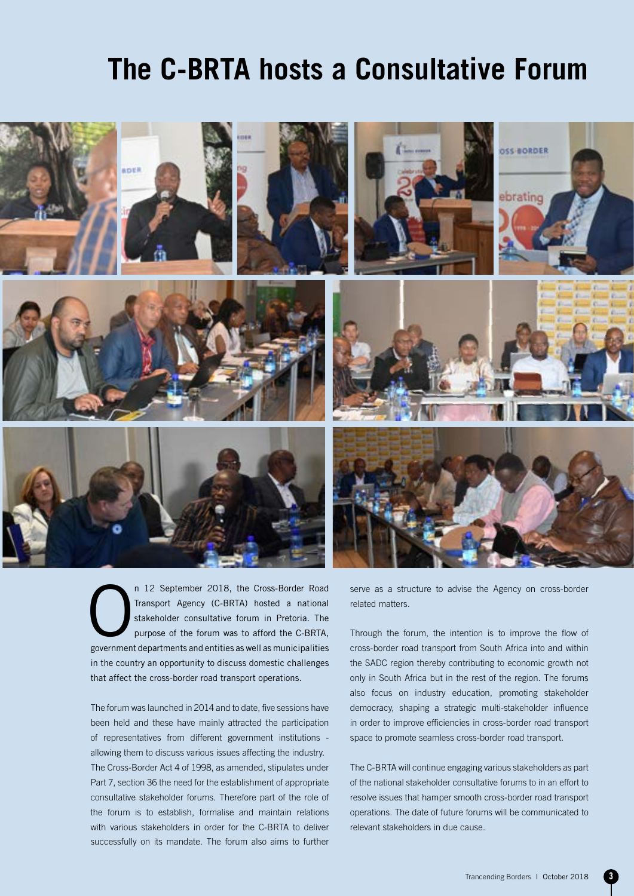# The C-BRTA hosts a Consultative Forum

On 12 September 2018, the Cross-Border Road Transport Agency (C-BRTA) hosted a national stakeholder consultative forum in Pretoria. The purpose of the forum was to afford the C-BRTA, government departments and entities as well as municipalities in the country an opportunity to discuss domestic challenges that affect the cross-border road transport operations.

The forum was launched in 2014 and to date, five sessions have been held and these have mainly attracted the participation of representatives from different government institutions - allowing them to discuss various issues affecting the industry. The Cross-Border Act 4 of 1998, as amended, stipulates under Part 7, section 36 the need for the establishment of appropriate consultative stakeholder forums. Therefore part of the role of the forum is to establish, formalise and maintain relations with various stakeholders in order for the C-BRTA to deliver successfully on its mandate. The forum also aims to further serve as a structure to advise the Agency on cross-border related matters.

Through the forum, the intention is to improve the flow of cross-border road transport from South Africa into and within the SADC region thereby contributing to economic growth not only in South Africa but in the rest of the region. The forums also focus on industry education, promoting stakeholder democracy, shaping a strategic multi-stakeholder influence in order to improve efficiencies in cross-border road transport space to promote seamless cross-border road transport.

The C-BRTA will continue engaging various stakeholders as part of the national stakeholder consultative forums to in an effort to resolve issues that hamper smooth cross-border road transport operations. The date of future forums will be communicated to relevant stakeholders in due cause.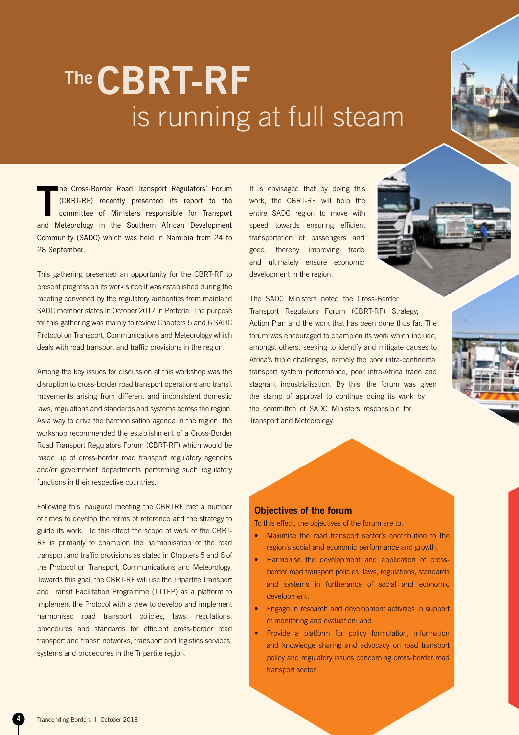# The CBRT-RF is running at full steam

The Cross-Border Road Transport Regulators' Forum (CBRT-RF) recently presented its report to the committee of Ministers responsible for Transport and Meteorology in the Southern African Development Community (SADC) which was held in Namibia from 24 to 28 September.

This gathering presented an opportunity for the CBRT-RF to present progress on its work since it was established during the meeting convened by the regulatory authorities from mainland SADC member states in October 2017 in Pretoria. The purpose for this gathering was mainly to review Chapters 5 and 6 SADC Protocol on Transport, Communications and Meteorology which deals with road transport and traffic provisions in the region.

Among the key issues for discussion at this workshop was the disruption to cross-border road transport operations and transit movements arising from different and inconsistent domestic laws, regulations and standards and systems across the region. As a way to drive the harmonisation agenda in the region, the workshop recommended the establishment of a Cross-Border Road Transport Regulators Forum (CBRT-RF) which would be made up of cross-border road transport regulatory agencies and/or government departments performing such regulatory functions in their respective countries.

Following this inaugural meeting the CBRTRF met a number of times to develop the terms of reference and the strategy to guide its work. To this effect the scope of work of the CBRT-RF is primarily to champion the harmonisation of the road transport and traffic provisions as stated in Chapters 5 and 6 of the Protocol on Transport, Communications and Meteorology. Towards this goal, the CBRT-RF will use the Tripartite Transport and Transit Facilitation Programme (TTTFP) as a platform to implement the Protocol with a view to develop and implement harmonised road transport policies, laws, regulations, procedures and standards for efficient cross-border road transport and transit networks, transport and logistics services, systems and procedures in the Tripartite region.

It is envisaged that by doing this work, the CBRT-RF will help the entire SADC region to move with speed towards ensuring efficient transportation of passengers and good, thereby improving trade and ultimately ensure economic development in the region.

The SADC Ministers noted the Cross-Border Transport Regulators Forum (CBRT-RF) Strategy, Action Plan and the work that has been done thus far. The forum was encouraged to champion its work which include, amongst others, seeking to identify and mitigate causes to Africa's triple challenges, namely the poor intra-continental transport system performance, poor intra-Africa trade and stagnant industrialisation. By this, the forum was given the stamp of approval to continue doing its work by the committee of SADC Ministers responsible for Transport and Meteorology.

### Objectives of the forum

To this effect, the objectives of the forum are to;

- Maximise the road transport sector's contribution to the region's social and economic performance and growth;
- Harmonise the development and application of cross-border road transport policies, laws, regulations, standards and systems in furtherance of social and economic development;
- Engage in research and development activities in support of monitoring and evaluation; and
- Provide a platform for policy formulation, information and knowledge sharing and advocacy on road transport policy and regulatory issues concerning cross-border road transport sector.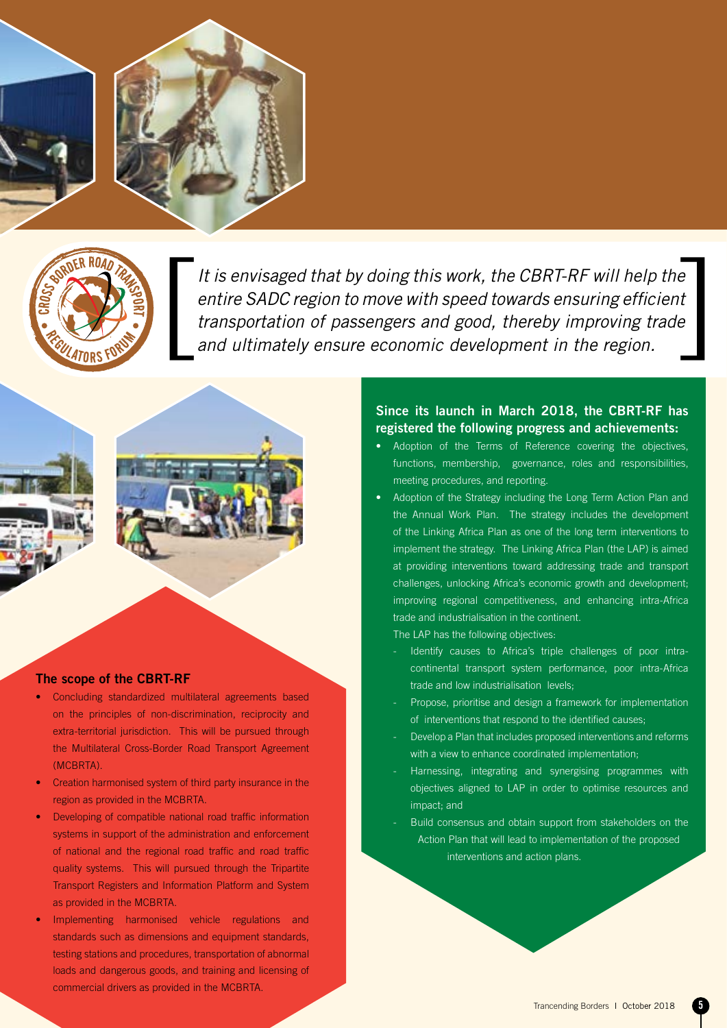*It is envisaged that by doing this work, the CBRT-RF will help the entire SADC region to move with speed towards ensuring efficient transportation of passengers and good, thereby improving trade and ultimately ensure economic development in the region.*

### The scope of the CBRT-RF

- Concluding standardized multilateral agreements based on the principles of non-discrimination, reciprocity and extra-territorial jurisdiction. This will be pursued through the Multilateral Cross-Border Road Transport Agreement (MCBRTA).
- Creation harmonised system of third party insurance in the region as provided in the MCBRTA.
- Developing of compatible national road traffic information systems in support of the administration and enforcement of national and the regional road traffic and road traffic quality systems. This will pursued through the Tripartite Transport Registers and Information Platform and System as provided in the MCBRTA.
- Implementing harmonised vehicle regulations and standards such as dimensions and equipment standards, testing stations and procedures, transportation of abnormal loads and dangerous goods, and training and licensing of commercial drivers as provided in the MCBRTA.

### Since its launch in March 2018, the CBRT-RF has registered the following progress and achievements:

- Adoption of the Terms of Reference covering the objectives, functions, membership, governance, roles and responsibilities, meeting procedures, and reporting.
- Adoption of the Strategy including the Long Term Action Plan and the Annual Work Plan. The strategy includes the development of the Linking Africa Plan as one of the long term interventions to implement the strategy. The Linking Africa Plan (the LAP) is aimed at providing interventions toward addressing trade and transport challenges, unlocking Africa's economic growth and development; improving regional competitiveness, and enhancing intra-Africa trade and industrialisation in the continent.

  The LAP has the following objectives:

  - Identify causes to Africa's triple challenges of poor intra-continental transport system performance, poor intra-Africa trade and low industrialisation levels;
  - Propose, prioritise and design a framework for implementation of interventions that respond to the identified causes;
  - Develop a Plan that includes proposed interventions and reforms with a view to enhance coordinated implementation;
  - Harnessing, integrating and synergising programmes with objectives aligned to LAP in order to optimise resources and impact; and
  - Build consensus and obtain support from stakeholders on the Action Plan that will lead to implementation of the proposed interventions and action plans.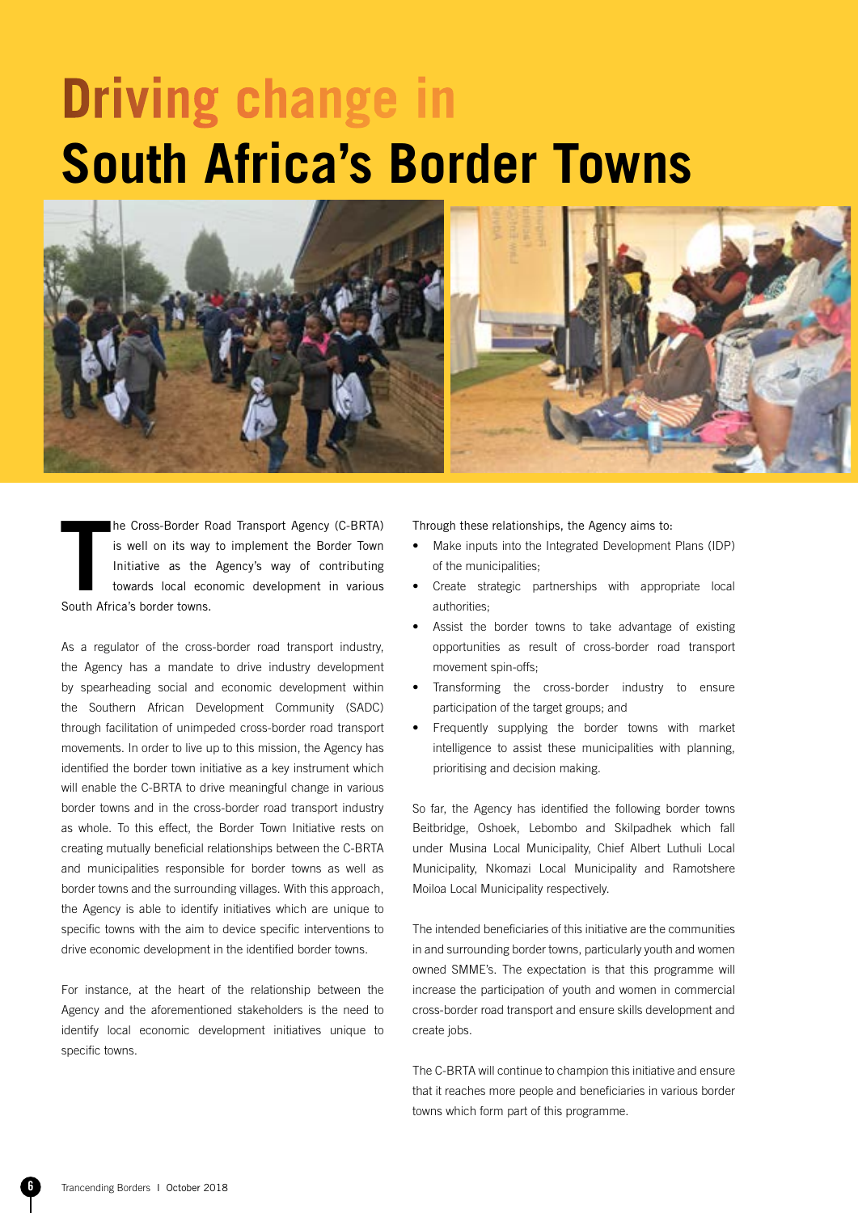# Driving change in South Africa's Border Towns

The Cross-Border Road Transport Agency (C-BRTA) is well on its way to implement the Border Town Initiative as the Agency's way of contributing towards local economic development in various South Africa's border towns.

As a regulator of the cross-border road transport industry, the Agency has a mandate to drive industry development by spearheading social and economic development within the Southern African Development Community (SADC) through facilitation of unimpeded cross-border road transport movements. In order to live up to this mission, the Agency has identified the border town initiative as a key instrument which will enable the C-BRTA to drive meaningful change in various border towns and in the cross-border road transport industry as whole. To this effect, the Border Town Initiative rests on creating mutually beneficial relationships between the C-BRTA and municipalities responsible for border towns as well as border towns and the surrounding villages. With this approach, the Agency is able to identify initiatives which are unique to specific towns with the aim to device specific interventions to drive economic development in the identified border towns.

For instance, at the heart of the relationship between the Agency and the aforementioned stakeholders is the need to identify local economic development initiatives unique to specific towns.

Through these relationships, the Agency aims to:

- Make inputs into the Integrated Development Plans (IDP) of the municipalities;
- Create strategic partnerships with appropriate local authorities;
- Assist the border towns to take advantage of existing opportunities as result of cross-border road transport movement spin-offs;
- Transforming the cross-border industry to ensure participation of the target groups; and
- Frequently supplying the border towns with market intelligence to assist these municipalities with planning, prioritising and decision making.

So far, the Agency has identified the following border towns Beitbridge, Oshoek, Lebombo and Skilpadhek which fall under Musina Local Municipality, Chief Albert Luthuli Local Municipality, Nkomazi Local Municipality and Ramotshere Moiloa Local Municipality respectively.

The intended beneficiaries of this initiative are the communities in and surrounding border towns, particularly youth and women owned SMME's. The expectation is that this programme will increase the participation of youth and women in commercial cross-border road transport and ensure skills development and create jobs.

The C-BRTA will continue to champion this initiative and ensure that it reaches more people and beneficiaries in various border towns which form part of this programme.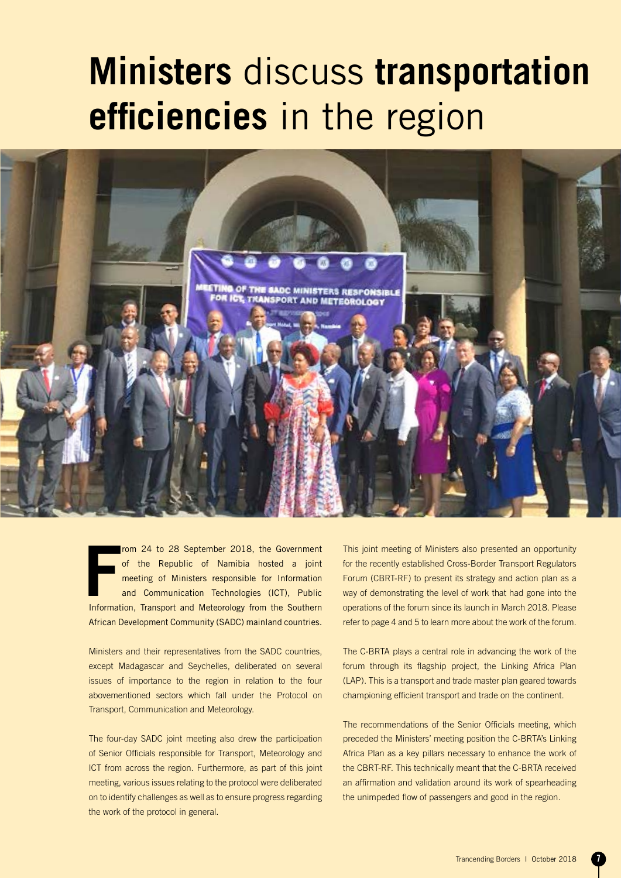# **Ministers** discuss **transportation efficiencies** in the region

From 24 to 28 September 2018, the Government of the Republic of Namibia hosted a joint meeting of Ministers responsible for Information and Communication Technologies (ICT), Public Information, Transport and Meteorology from the Southern African Development Community (SADC) mainland countries.

Ministers and their representatives from the SADC countries, except Madagascar and Seychelles, deliberated on several issues of importance to the region in relation to the four abovementioned sectors which fall under the Protocol on Transport, Communication and Meteorology.

The four-day SADC joint meeting also drew the participation of Senior Officials responsible for Transport, Meteorology and ICT from across the region. Furthermore, as part of this joint meeting, various issues relating to the protocol were deliberated on to identify challenges as well as to ensure progress regarding the work of the protocol in general.

This joint meeting of Ministers also presented an opportunity for the recently established Cross-Border Transport Regulators Forum (CBRT-RF) to present its strategy and action plan as a way of demonstrating the level of work that had gone into the operations of the forum since its launch in March 2018. Please refer to page 4 and 5 to learn more about the work of the forum.

The C-BRTA plays a central role in advancing the work of the forum through its flagship project, the Linking Africa Plan (LAP). This is a transport and trade master plan geared towards championing efficient transport and trade on the continent.

The recommendations of the Senior Officials meeting, which preceded the Ministers' meeting position the C-BRTA's Linking Africa Plan as a key pillars necessary to enhance the work of the CBRT-RF. This technically meant that the C-BRTA received an affirmation and validation around its work of spearheading the unimpeded flow of passengers and good in the region.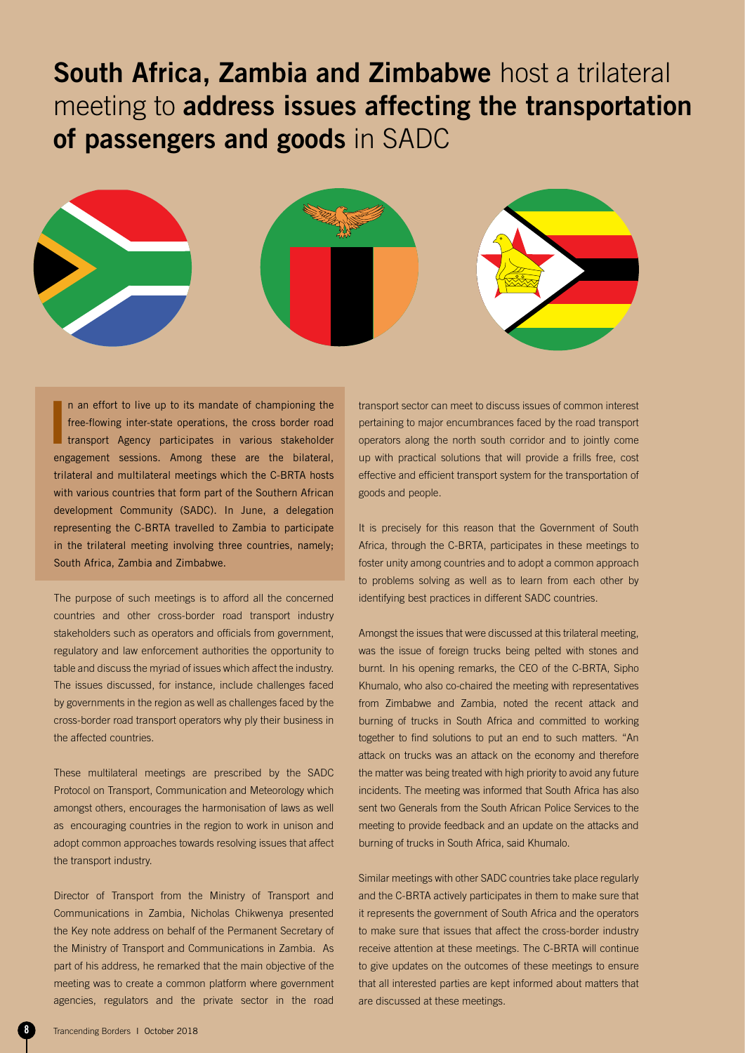# South Africa, Zambia and Zimbabwe host a trilateral meeting to address issues affecting the transportation of passengers and goods in SADC

In an effort to live up to its mandate of championing the free-flowing inter-state operations, the cross border road transport Agency participates in various stakeholder engagement sessions. Among these are the bilateral, trilateral and multilateral meetings which the C-BRTA hosts with various countries that form part of the Southern African development Community (SADC). In June, a delegation representing the C-BRTA travelled to Zambia to participate in the trilateral meeting involving three countries, namely; South Africa, Zambia and Zimbabwe.

The purpose of such meetings is to afford all the concerned countries and other cross-border road transport industry stakeholders such as operators and officials from government, regulatory and law enforcement authorities the opportunity to table and discuss the myriad of issues which affect the industry. The issues discussed, for instance, include challenges faced by governments in the region as well as challenges faced by the cross-border road transport operators why ply their business in the affected countries.

These multilateral meetings are prescribed by the SADC Protocol on Transport, Communication and Meteorology which amongst others, encourages the harmonisation of laws as well as encouraging countries in the region to work in unison and adopt common approaches towards resolving issues that affect the transport industry.

Director of Transport from the Ministry of Transport and Communications in Zambia, Nicholas Chikwenya presented the Key note address on behalf of the Permanent Secretary of the Ministry of Transport and Communications in Zambia. As part of his address, he remarked that the main objective of the meeting was to create a common platform where government agencies, regulators and the private sector in the road transport sector can meet to discuss issues of common interest pertaining to major encumbrances faced by the road transport operators along the north south corridor and to jointly come up with practical solutions that will provide a frills free, cost effective and efficient transport system for the transportation of goods and people.

It is precisely for this reason that the Government of South Africa, through the C-BRTA, participates in these meetings to foster unity among countries and to adopt a common approach to problems solving as well as to learn from each other by identifying best practices in different SADC countries.

Amongst the issues that were discussed at this trilateral meeting, was the issue of foreign trucks being pelted with stones and burnt. In his opening remarks, the CEO of the C-BRTA, Sipho Khumalo, who also co-chaired the meeting with representatives from Zimbabwe and Zambia, noted the recent attack and burning of trucks in South Africa and committed to working together to find solutions to put an end to such matters. "An attack on trucks was an attack on the economy and therefore the matter was being treated with high priority to avoid any future incidents. The meeting was informed that South Africa has also sent two Generals from the South African Police Services to the meeting to provide feedback and an update on the attacks and burning of trucks in South Africa, said Khumalo.

Similar meetings with other SADC countries take place regularly and the C-BRTA actively participates in them to make sure that it represents the government of South Africa and the operators to make sure that issues that affect the cross-border industry receive attention at these meetings. The C-BRTA will continue to give updates on the outcomes of these meetings to ensure that all interested parties are kept informed about matters that are discussed at these meetings.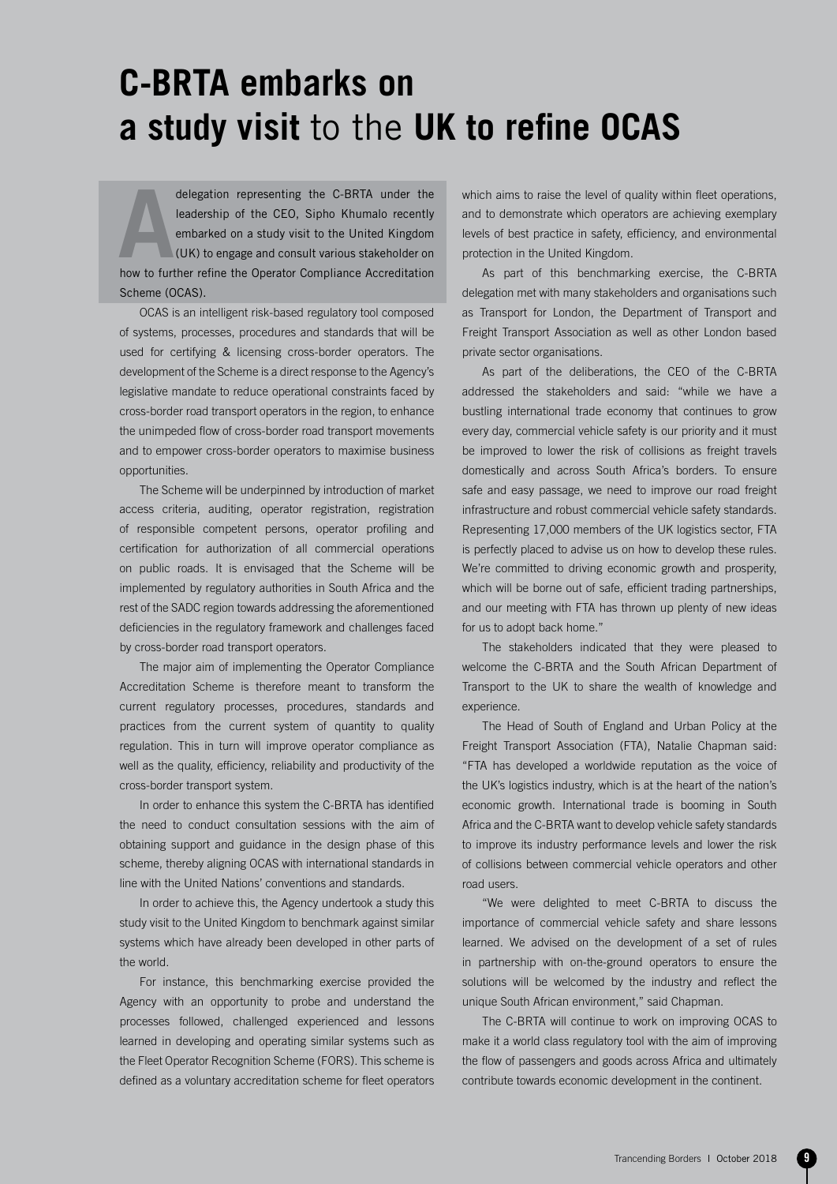# C-BRTA embarks on a study visit to the UK to refine OCAS

A delegation representing the C-BRTA under the leadership of the CEO, Sipho Khumalo recently embarked on a study visit to the United Kingdom (UK) to engage and consult various stakeholder on how to further refine the Operator Compliance Accreditation Scheme (OCAS).

OCAS is an intelligent risk-based regulatory tool composed of systems, processes, procedures and standards that will be used for certifying & licensing cross-border operators. The development of the Scheme is a direct response to the Agency's legislative mandate to reduce operational constraints faced by cross-border road transport operators in the region, to enhance the unimpeded flow of cross-border road transport movements and to empower cross-border operators to maximise business opportunities.

The Scheme will be underpinned by introduction of market access criteria, auditing, operator registration, registration of responsible competent persons, operator profiling and certification for authorization of all commercial operations on public roads. It is envisaged that the Scheme will be implemented by regulatory authorities in South Africa and the rest of the SADC region towards addressing the aforementioned deficiencies in the regulatory framework and challenges faced by cross-border road transport operators.

The major aim of implementing the Operator Compliance Accreditation Scheme is therefore meant to transform the current regulatory processes, procedures, standards and practices from the current system of quantity to quality regulation. This in turn will improve operator compliance as well as the quality, efficiency, reliability and productivity of the cross-border transport system.

In order to enhance this system the C-BRTA has identified the need to conduct consultation sessions with the aim of obtaining support and guidance in the design phase of this scheme, thereby aligning OCAS with international standards in line with the United Nations' conventions and standards.

In order to achieve this, the Agency undertook a study this study visit to the United Kingdom to benchmark against similar systems which have already been developed in other parts of the world.

For instance, this benchmarking exercise provided the Agency with an opportunity to probe and understand the processes followed, challenged experienced and lessons learned in developing and operating similar systems such as the Fleet Operator Recognition Scheme (FORS). This scheme is defined as a voluntary accreditation scheme for fleet operators which aims to raise the level of quality within fleet operations, and to demonstrate which operators are achieving exemplary levels of best practice in safety, efficiency, and environmental protection in the United Kingdom.

As part of this benchmarking exercise, the C-BRTA delegation met with many stakeholders and organisations such as Transport for London, the Department of Transport and Freight Transport Association as well as other London based private sector organisations.

As part of the deliberations, the CEO of the C-BRTA addressed the stakeholders and said: "while we have a bustling international trade economy that continues to grow every day, commercial vehicle safety is our priority and it must be improved to lower the risk of collisions as freight travels domestically and across South Africa's borders. To ensure safe and easy passage, we need to improve our road freight infrastructure and robust commercial vehicle safety standards. Representing 17,000 members of the UK logistics sector, FTA is perfectly placed to advise us on how to develop these rules. We're committed to driving economic growth and prosperity, which will be borne out of safe, efficient trading partnerships, and our meeting with FTA has thrown up plenty of new ideas for us to adopt back home."

The stakeholders indicated that they were pleased to welcome the C-BRTA and the South African Department of Transport to the UK to share the wealth of knowledge and experience.

The Head of South of England and Urban Policy at the Freight Transport Association (FTA), Natalie Chapman said: "FTA has developed a worldwide reputation as the voice of the UK's logistics industry, which is at the heart of the nation's economic growth. International trade is booming in South Africa and the C-BRTA want to develop vehicle safety standards to improve its industry performance levels and lower the risk of collisions between commercial vehicle operators and other road users.

"We were delighted to meet C-BRTA to discuss the importance of commercial vehicle safety and share lessons learned. We advised on the development of a set of rules in partnership with on-the-ground operators to ensure the solutions will be welcomed by the industry and reflect the unique South African environment," said Chapman.

The C-BRTA will continue to work on improving OCAS to make it a world class regulatory tool with the aim of improving the flow of passengers and goods across Africa and ultimately contribute towards economic development in the continent.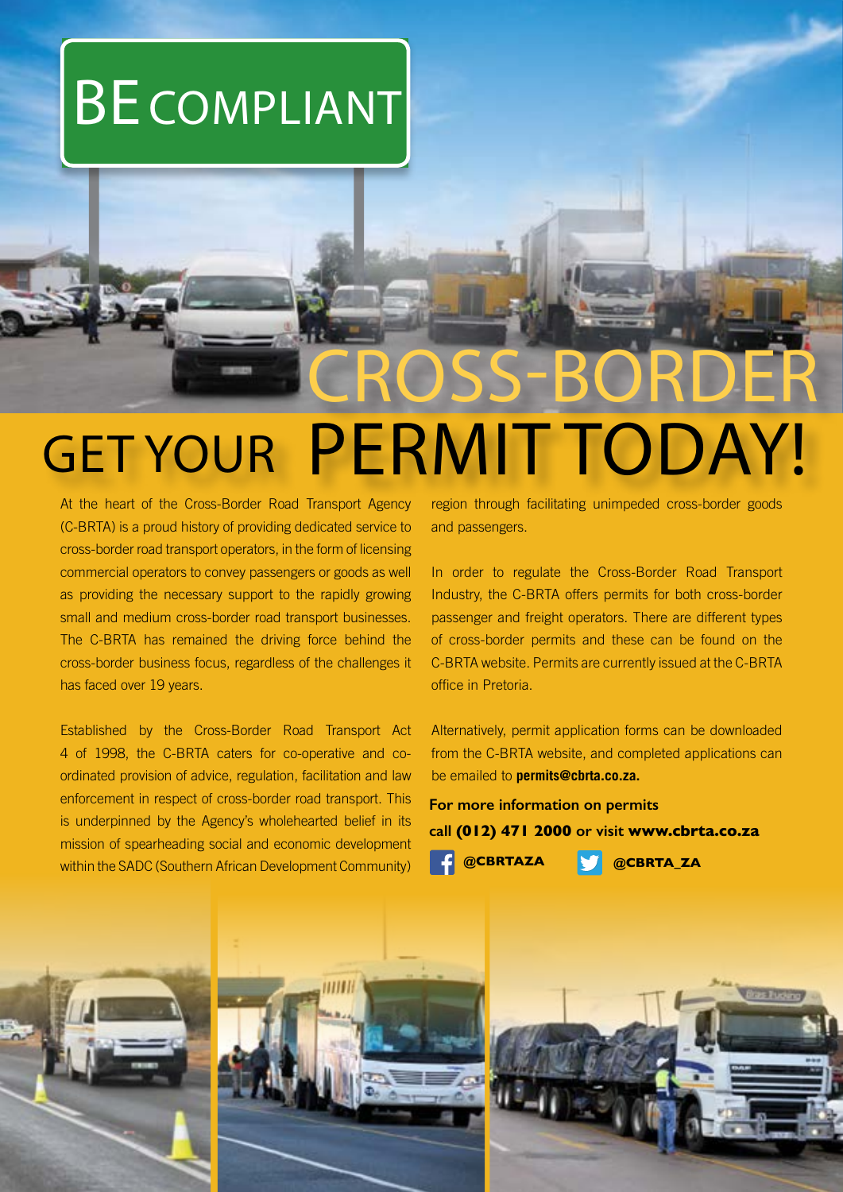# BE COMPLIANT

# CROSS-BORDER

# GET YOUR PERMIT TODAY!

At the heart of the Cross-Border Road Transport Agency (C-BRTA) is a proud history of providing dedicated service to cross-border road transport operators, in the form of licensing commercial operators to convey passengers or goods as well as providing the necessary support to the rapidly growing small and medium cross-border road transport businesses. The C-BRTA has remained the driving force behind the cross-border business focus, regardless of the challenges it has faced over 19 years.

Established by the Cross-Border Road Transport Act 4 of 1998, the C-BRTA caters for co-operative and co-ordinated provision of advice, regulation, facilitation and law enforcement in respect of cross-border road transport. This is underpinned by the Agency's wholehearted belief in its mission of spearheading social and economic development within the SADC (Southern African Development Community) region through facilitating unimpeded cross-border goods and passengers.

In order to regulate the Cross-Border Road Transport Industry, the C-BRTA offers permits for both cross-border passenger and freight operators. There are different types of cross-border permits and these can be found on the C-BRTA website. Permits are currently issued at the C-BRTA office in Pretoria.

Alternatively, permit application forms can be downloaded from the C-BRTA website, and completed applications can be emailed to **permits@cbrta.co.za.**

**For more information on permits call (012) 471 2000 or visit www.cbrta.co.za**

**@CBRTAZA** **@CBRTA_ZA**